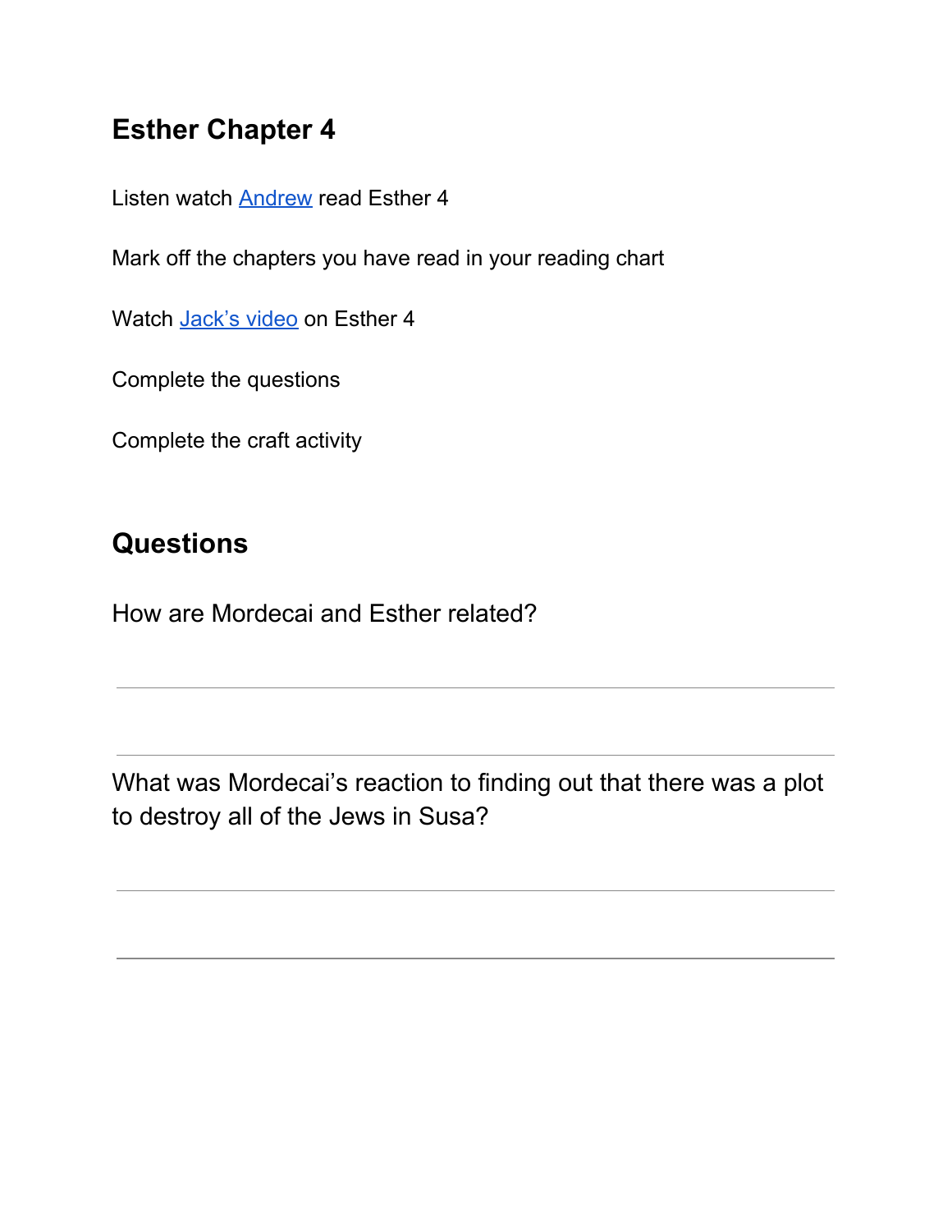## Esther Chapter 4

Listen watch Andrew read Esther 4

Mark off the chapters you have read in your reading chart

Watch Jack's video on Esther 4

Complete the questions

Complete the craft activity

## Questions

How are Mordecai and Esther related?

---

---

What was Mordecai's reaction to finding out that there was a plot to destroy all of the Jews in Susa?

---

---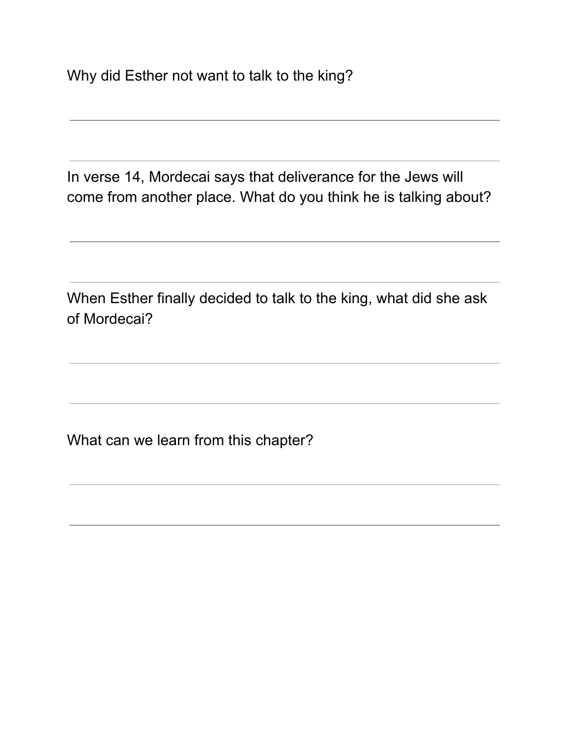Why did Esther not want to talk to the king?

\_\_\_\_\_\_\_\_\_\_\_\_\_\_\_\_\_\_\_\_\_\_\_\_\_\_\_\_\_\_\_\_\_\_\_\_\_\_\_\_\_\_\_\_\_\_\_\_

\_\_\_\_\_\_\_\_\_\_\_\_\_\_\_\_\_\_\_\_\_\_\_\_\_\_\_\_\_\_\_\_\_\_\_\_\_\_\_\_\_\_\_\_\_\_\_\_

In verse 14, Mordecai says that deliverance for the Jews will come from another place. What do you think he is talking about?

\_\_\_\_\_\_\_\_\_\_\_\_\_\_\_\_\_\_\_\_\_\_\_\_\_\_\_\_\_\_\_\_\_\_\_\_\_\_\_\_\_\_\_\_\_\_\_\_

\_\_\_\_\_\_\_\_\_\_\_\_\_\_\_\_\_\_\_\_\_\_\_\_\_\_\_\_\_\_\_\_\_\_\_\_\_\_\_\_\_\_\_\_\_\_\_\_

When Esther finally decided to talk to the king, what did she ask of Mordecai?

\_\_\_\_\_\_\_\_\_\_\_\_\_\_\_\_\_\_\_\_\_\_\_\_\_\_\_\_\_\_\_\_\_\_\_\_\_\_\_\_\_\_\_\_\_\_\_\_

\_\_\_\_\_\_\_\_\_\_\_\_\_\_\_\_\_\_\_\_\_\_\_\_\_\_\_\_\_\_\_\_\_\_\_\_\_\_\_\_\_\_\_\_\_\_\_\_

What can we learn from this chapter?

\_\_\_\_\_\_\_\_\_\_\_\_\_\_\_\_\_\_\_\_\_\_\_\_\_\_\_\_\_\_\_\_\_\_\_\_\_\_\_\_\_\_\_\_\_\_\_\_

\_\_\_\_\_\_\_\_\_\_\_\_\_\_\_\_\_\_\_\_\_\_\_\_\_\_\_\_\_\_\_\_\_\_\_\_\_\_\_\_\_\_\_\_\_\_\_\_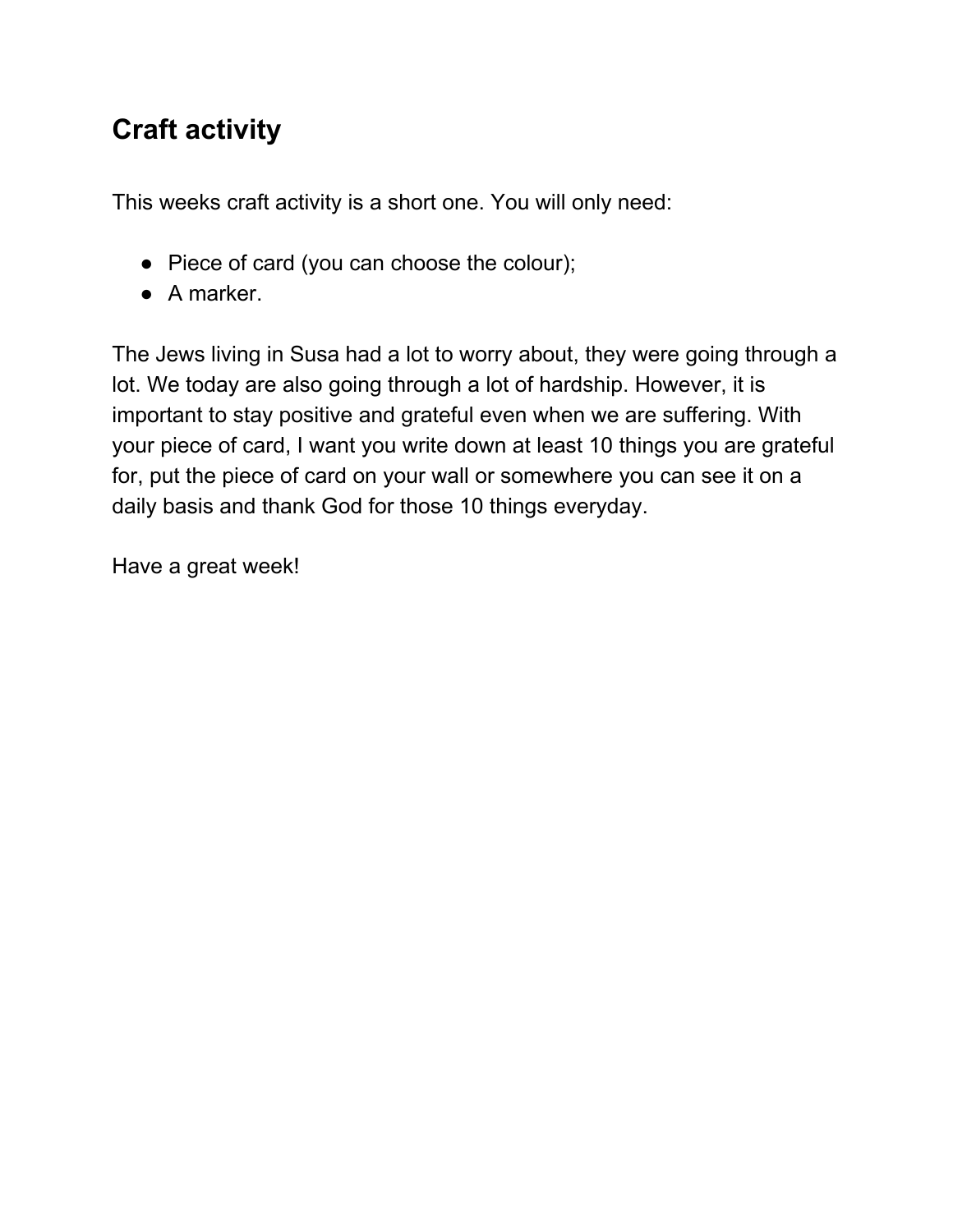## Craft activity

This weeks craft activity is a short one. You will only need:

- Piece of card (you can choose the colour);
- A marker.

The Jews living in Susa had a lot to worry about, they were going through a lot. We today are also going through a lot of hardship. However, it is important to stay positive and grateful even when we are suffering. With your piece of card, I want you write down at least 10 things you are grateful for, put the piece of card on your wall or somewhere you can see it on a daily basis and thank God for those 10 things everyday.

Have a great week!